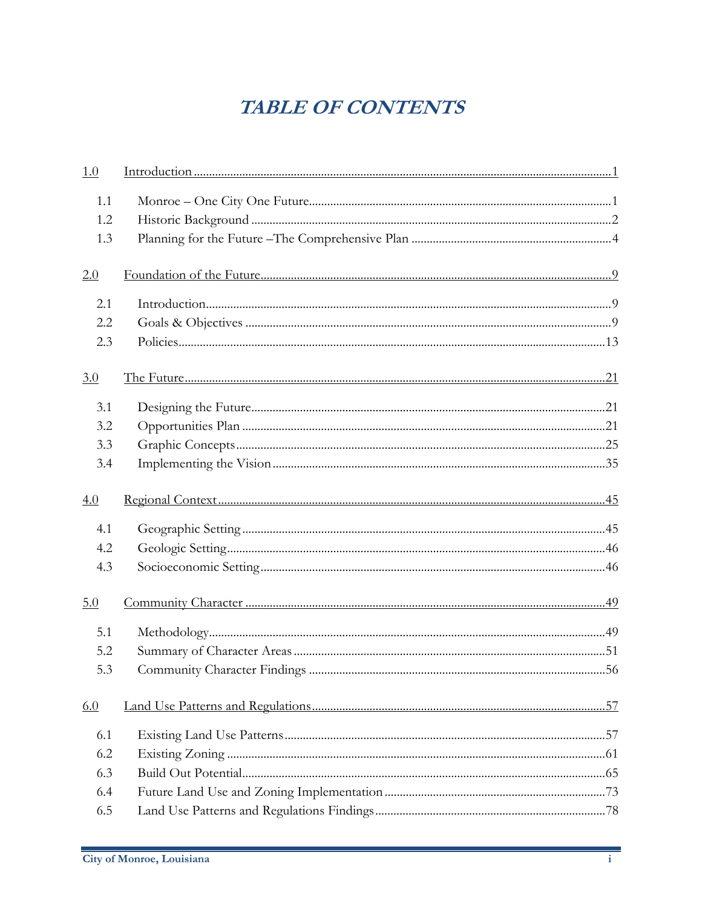# *TABLE OF CONTENTS*

| | | |
|---|---|---|
| 1.0 | Introduction | 1 |
| 1.1 | Monroe – One City One Future | 1 |
| 1.2 | Historic Background | 2 |
| 1.3 | Planning for the Future –The Comprehensive Plan | 4 |
| 2.0 | Foundation of the Future | 9 |
| 2.1 | Introduction | 9 |
| 2.2 | Goals & Objectives | 9 |
| 2.3 | Policies | 13 |
| 3.0 | The Future | 21 |
| 3.1 | Designing the Future | 21 |
| 3.2 | Opportunities Plan | 21 |
| 3.3 | Graphic Concepts | 25 |
| 3.4 | Implementing the Vision | 35 |
| 4.0 | Regional Context | 45 |
| 4.1 | Geographic Setting | 45 |
| 4.2 | Geologic Setting | 46 |
| 4.3 | Socioeconomic Setting | 46 |
| 5.0 | Community Character | 49 |
| 5.1 | Methodology | 49 |
| 5.2 | Summary of Character Areas | 51 |
| 5.3 | Community Character Findings | 56 |
| 6.0 | Land Use Patterns and Regulations | 57 |
| 6.1 | Existing Land Use Patterns | 57 |
| 6.2 | Existing Zoning | 61 |
| 6.3 | Build Out Potential | 65 |
| 6.4 | Future Land Use and Zoning Implementation | 73 |
| 6.5 | Land Use Patterns and Regulations Findings | 78 |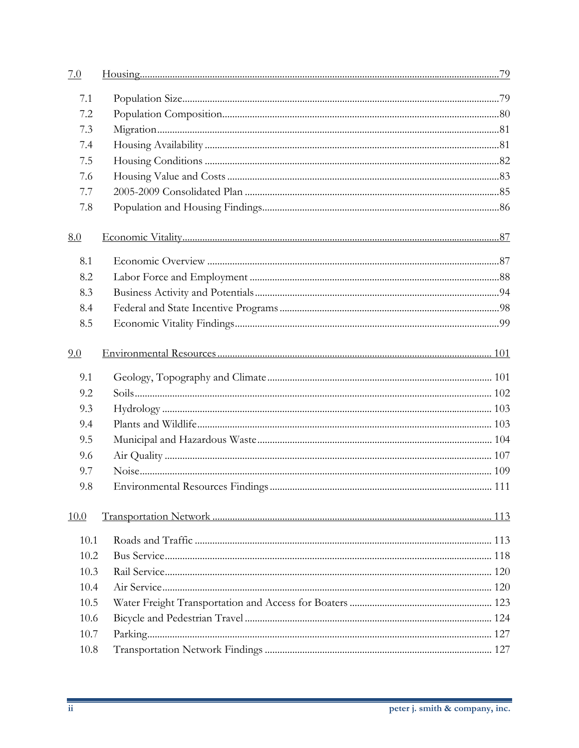[7.0 Housing ..... 79](#)

- 7.1 Population Size ..... 79
- 7.2 Population Composition ..... 80
- 7.3 Migration ..... 81
- 7.4 Housing Availability ..... 81
- 7.5 Housing Conditions ..... 82
- 7.6 Housing Value and Costs ..... 83
- 7.7 2005-2009 Consolidated Plan ..... 85
- 7.8 Population and Housing Findings ..... 86

[8.0 Economic Vitality ..... 87](#)

- 8.1 Economic Overview ..... 87
- 8.2 Labor Force and Employment ..... 88
- 8.3 Business Activity and Potentials ..... 94
- 8.4 Federal and State Incentive Programs ..... 98
- 8.5 Economic Vitality Findings ..... 99

[9.0 Environmental Resources ..... 101](#)

- 9.1 Geology, Topography and Climate ..... 101
- 9.2 Soils ..... 102
- 9.3 Hydrology ..... 103
- 9.4 Plants and Wildlife ..... 103
- 9.5 Municipal and Hazardous Waste ..... 104
- 9.6 Air Quality ..... 107
- 9.7 Noise ..... 109
- 9.8 Environmental Resources Findings ..... 111

[10.0 Transportation Network ..... 113](#)

- 10.1 Roads and Traffic ..... 113
- 10.2 Bus Service ..... 118
- 10.3 Rail Service ..... 120
- 10.4 Air Service ..... 120
- 10.5 Water Freight Transportation and Access for Boaters ..... 123
- 10.6 Bicycle and Pedestrian Travel ..... 124
- 10.7 Parking ..... 127
- 10.8 Transportation Network Findings ..... 127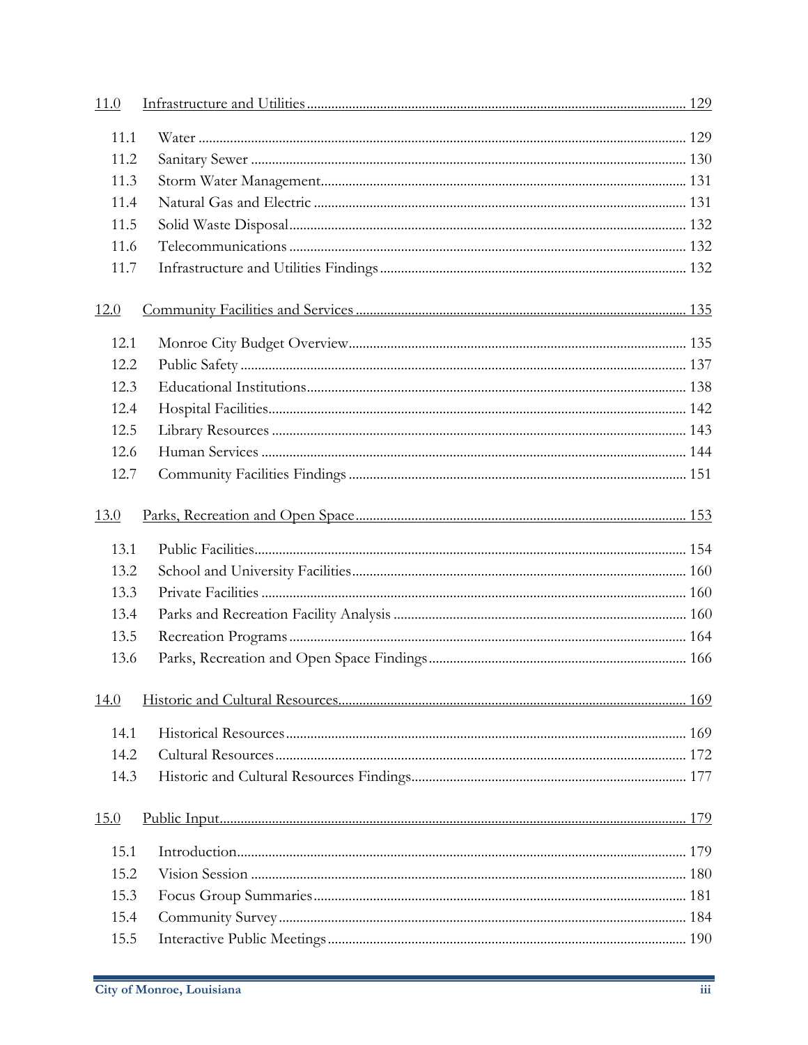| | | |
|---|---|---|
| 11.0 | Infrastructure and Utilities | 129 |
| 11.1 | Water | 129 |
| 11.2 | Sanitary Sewer | 130 |
| 11.3 | Storm Water Management | 131 |
| 11.4 | Natural Gas and Electric | 131 |
| 11.5 | Solid Waste Disposal | 132 |
| 11.6 | Telecommunications | 132 |
| 11.7 | Infrastructure and Utilities Findings | 132 |
| 12.0 | Community Facilities and Services | 135 |
| 12.1 | Monroe City Budget Overview | 135 |
| 12.2 | Public Safety | 137 |
| 12.3 | Educational Institutions | 138 |
| 12.4 | Hospital Facilities | 142 |
| 12.5 | Library Resources | 143 |
| 12.6 | Human Services | 144 |
| 12.7 | Community Facilities Findings | 151 |
| 13.0 | Parks, Recreation and Open Space | 153 |
| 13.1 | Public Facilities | 154 |
| 13.2 | School and University Facilities | 160 |
| 13.3 | Private Facilities | 160 |
| 13.4 | Parks and Recreation Facility Analysis | 160 |
| 13.5 | Recreation Programs | 164 |
| 13.6 | Parks, Recreation and Open Space Findings | 166 |
| 14.0 | Historic and Cultural Resources | 169 |
| 14.1 | Historical Resources | 169 |
| 14.2 | Cultural Resources | 172 |
| 14.3 | Historic and Cultural Resources Findings | 177 |
| 15.0 | Public Input | 179 |
| 15.1 | Introduction | 179 |
| 15.2 | Vision Session | 180 |
| 15.3 | Focus Group Summaries | 181 |
| 15.4 | Community Survey | 184 |
| 15.5 | Interactive Public Meetings | 190 |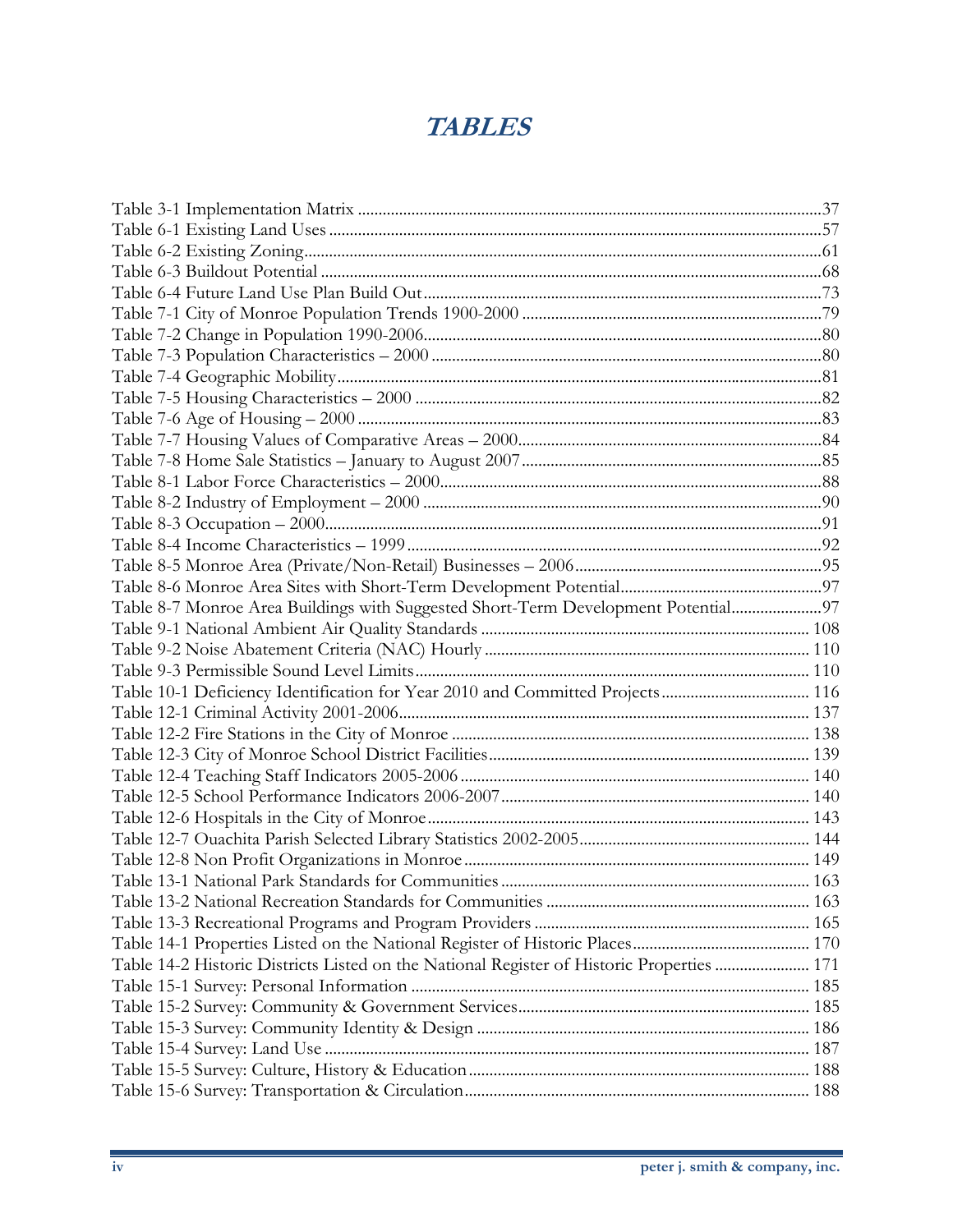# TABLES

Table 3-1 Implementation Matrix ....................................................................................................37
Table 6-1 Existing Land Uses ..........................................................................................................57
Table 6-2 Existing Zoning................................................................................................................61
Table 6-3 Buildout Potential ............................................................................................................68
Table 6-4 Future Land Use Plan Build Out....................................................................................73
Table 7-1 City of Monroe Population Trends 1900-2000 ............................................................79
Table 7-2 Change in Population 1990-2006....................................................................................80
Table 7-3 Population Characteristics – 2000 ..................................................................................80
Table 7-4 Geographic Mobility.........................................................................................................81
Table 7-5 Housing Characteristics – 2000 .......................................................................................82
Table 7-6 Age of Housing – 2000 .....................................................................................................83
Table 7-7 Housing Values of Comparative Areas – 2000..............................................................84
Table 7-8 Home Sale Statistics – January to August 2007.............................................................85
Table 8-1 Labor Force Characteristics – 2000.................................................................................88
Table 8-2 Industry of Employment – 2000 .....................................................................................90
Table 8-3 Occupation – 2000.............................................................................................................91
Table 8-4 Income Characteristics – 1999 .........................................................................................92
Table 8-5 Monroe Area (Private/Non-Retail) Businesses – 2006................................................95
Table 8-6 Monroe Area Sites with Short-Term Development Potential......................................97
Table 8-7 Monroe Area Buildings with Suggested Short-Term Development Potential.............97
Table 9-1 National Ambient Air Quality Standards ...................................................................... 108
Table 9-2 Noise Abatement Criteria (NAC) Hourly ..................................................................... 110
Table 9-3 Permissible Sound Level Limits....................................................................................... 110
Table 10-1 Deficiency Identification for Year 2010 and Committed Projects............................ 116
Table 12-1 Criminal Activity 2001-2006........................................................................................... 137
Table 12-2 Fire Stations in the City of Monroe .............................................................................. 138
Table 12-3 City of Monroe School District Facilities...................................................................... 139
Table 12-4 Teaching Staff Indicators 2005-2006 ............................................................................ 140
Table 12-5 School Performance Indicators 2006-2007.................................................................. 140
Table 12-6 Hospitals in the City of Monroe.................................................................................... 143
Table 12-7 Ouachita Parish Selected Library Statistics 2002-2005............................................... 144
Table 12-8 Non Profit Organizations in Monroe........................................................................... 149
Table 13-1 National Park Standards for Communities .................................................................. 163
Table 13-2 National Recreation Standards for Communities ....................................................... 163
Table 13-3 Recreational Programs and Program Providers .......................................................... 165
Table 14-1 Properties Listed on the National Register of Historic Places.................................... 170
Table 14-2 Historic Districts Listed on the National Register of Historic Properties ................ 171
Table 15-1 Survey: Personal Information ........................................................................................ 185
Table 15-2 Survey: Community & Government Services.............................................................. 185
Table 15-3 Survey: Community Identity & Design ........................................................................ 186
Table 15-4 Survey: Land Use ............................................................................................................ 187
Table 15-5 Survey: Culture, History & Education......................................................................... 188
Table 15-6 Survey: Transportation & Circulation.......................................................................... 188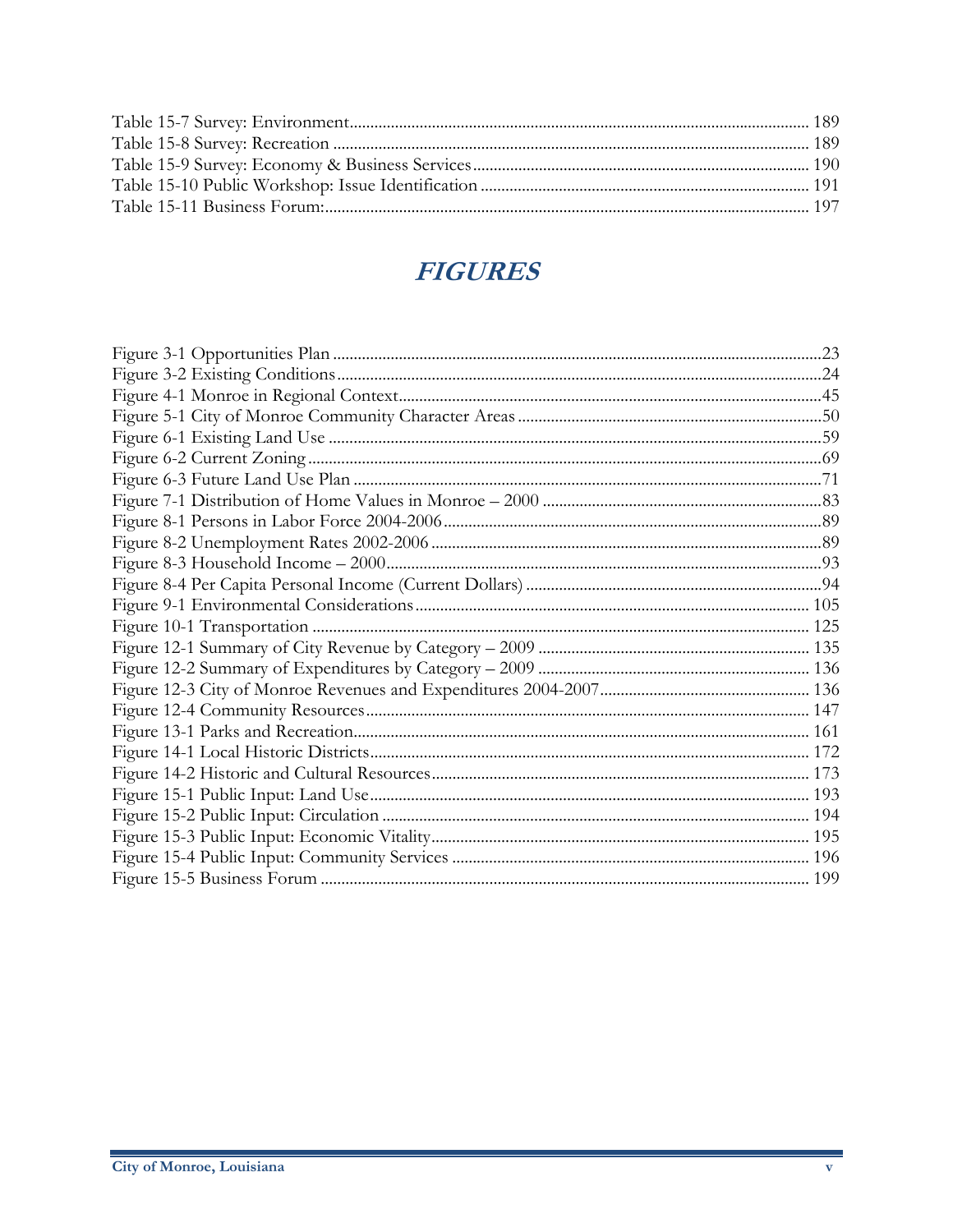Table 15-7 Survey: Environment ............................................................................................................... 189
Table 15-8 Survey: Recreation ................................................................................................................... 189
Table 15-9 Survey: Economy & Business Services ................................................................................ 190
Table 15-10 Public Workshop: Issue Identification ............................................................................... 191
Table 15-11 Business Forum: ..................................................................................................................... 197

## *FIGURES*

Figure 3-1 Opportunities Plan .....................................................................................................................23
Figure 3-2 Existing Conditions .....................................................................................................................24
Figure 4-1 Monroe in Regional Context.......................................................................................................45
Figure 5-1 City of Monroe Community Character Areas ..........................................................................50
Figure 6-1 Existing Land Use .......................................................................................................................59
Figure 6-2 Current Zoning ...........................................................................................................................69
Figure 6-3 Future Land Use Plan .................................................................................................................71
Figure 7-1 Distribution of Home Values in Monroe – 2000 ....................................................................83
Figure 8-1 Persons in Labor Force 2004-2006............................................................................................89
Figure 8-2 Unemployment Rates 2002-2006 ..............................................................................................89
Figure 8-3 Household Income – 2000.........................................................................................................93
Figure 8-4 Per Capita Personal Income (Current Dollars) .......................................................................94
Figure 9-1 Environmental Considerations ............................................................................................... 105
Figure 10-1 Transportation ........................................................................................................................ 125
Figure 12-1 Summary of City Revenue by Category – 2009 ................................................................. 135
Figure 12-2 Summary of Expenditures by Category – 2009 ................................................................. 136
Figure 12-3 City of Monroe Revenues and Expenditures 2004-2007................................................... 136
Figure 12-4 Community Resources ........................................................................................................... 147
Figure 13-1 Parks and Recreation.............................................................................................................. 161
Figure 14-1 Local Historic Districts........................................................................................................... 172
Figure 14-2 Historic and Cultural Resources ........................................................................................... 173
Figure 15-1 Public Input: Land Use .......................................................................................................... 193
Figure 15-2 Public Input: Circulation ....................................................................................................... 194
Figure 15-3 Public Input: Economic Vitality ........................................................................................... 195
Figure 15-4 Public Input: Community Services ...................................................................................... 196
Figure 15-5 Business Forum ...................................................................................................................... 199